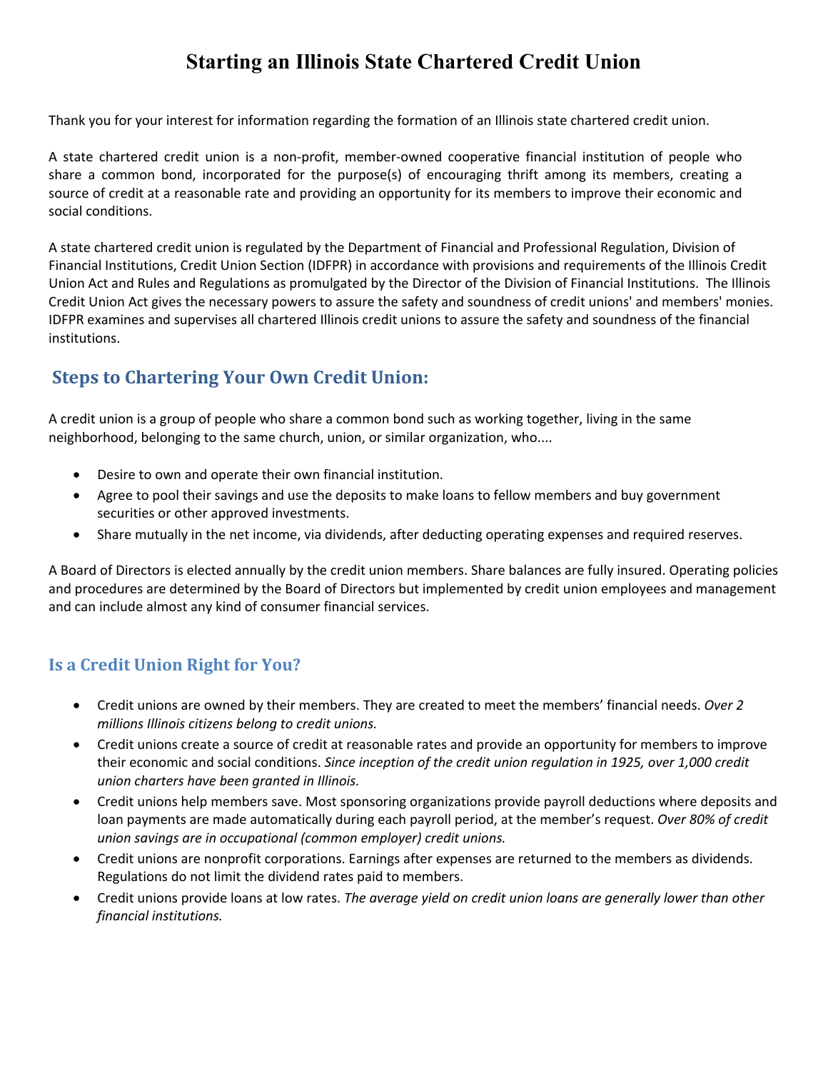# Starting an Illinois State Chartered Credit Union

Thank you for your interest for information regarding the formation of an Illinois state chartered credit union.

A state chartered credit union is a non-profit, member-owned cooperative financial institution of people who share a common bond, incorporated for the purpose(s) of encouraging thrift among its members, creating a source of credit at a reasonable rate and providing an opportunity for its members to improve their economic and social conditions.

A state chartered credit union is regulated by the Department of Financial and Professional Regulation, Division of Financial Institutions, Credit Union Section (IDFPR) in accordance with provisions and requirements of the Illinois Credit Union Act and Rules and Regulations as promulgated by the Director of the Division of Financial Institutions. The Illinois Credit Union Act gives the necessary powers to assure the safety and soundness of credit unions' and members' monies. IDFPR examines and supervises all chartered Illinois credit unions to assure the safety and soundness of the financial institutions.

## Steps to Chartering Your Own Credit Union:

A credit union is a group of people who share a common bond such as working together, living in the same neighborhood, belonging to the same church, union, or similar organization, who....

- Desire to own and operate their own financial institution.
- Agree to pool their savings and use the deposits to make loans to fellow members and buy government securities or other approved investments.
- Share mutually in the net income, via dividends, after deducting operating expenses and required reserves.

A Board of Directors is elected annually by the credit union members. Share balances are fully insured. Operating policies and procedures are determined by the Board of Directors but implemented by credit union employees and management and can include almost any kind of consumer financial services.

## Is a Credit Union Right for You?

- Credit unions are owned by their members. They are created to meet the members' financial needs. *Over 2 millions Illinois citizens belong to credit unions.*
- Credit unions create a source of credit at reasonable rates and provide an opportunity for members to improve their economic and social conditions. *Since inception of the credit union regulation in 1925, over 1,000 credit union charters have been granted in Illinois.*
- Credit unions help members save. Most sponsoring organizations provide payroll deductions where deposits and loan payments are made automatically during each payroll period, at the member's request. *Over 80% of credit union savings are in occupational (common employer) credit unions.*
- Credit unions are nonprofit corporations. Earnings after expenses are returned to the members as dividends. Regulations do not limit the dividend rates paid to members.
- Credit unions provide loans at low rates. *The average yield on credit union loans are generally lower than other financial institutions.*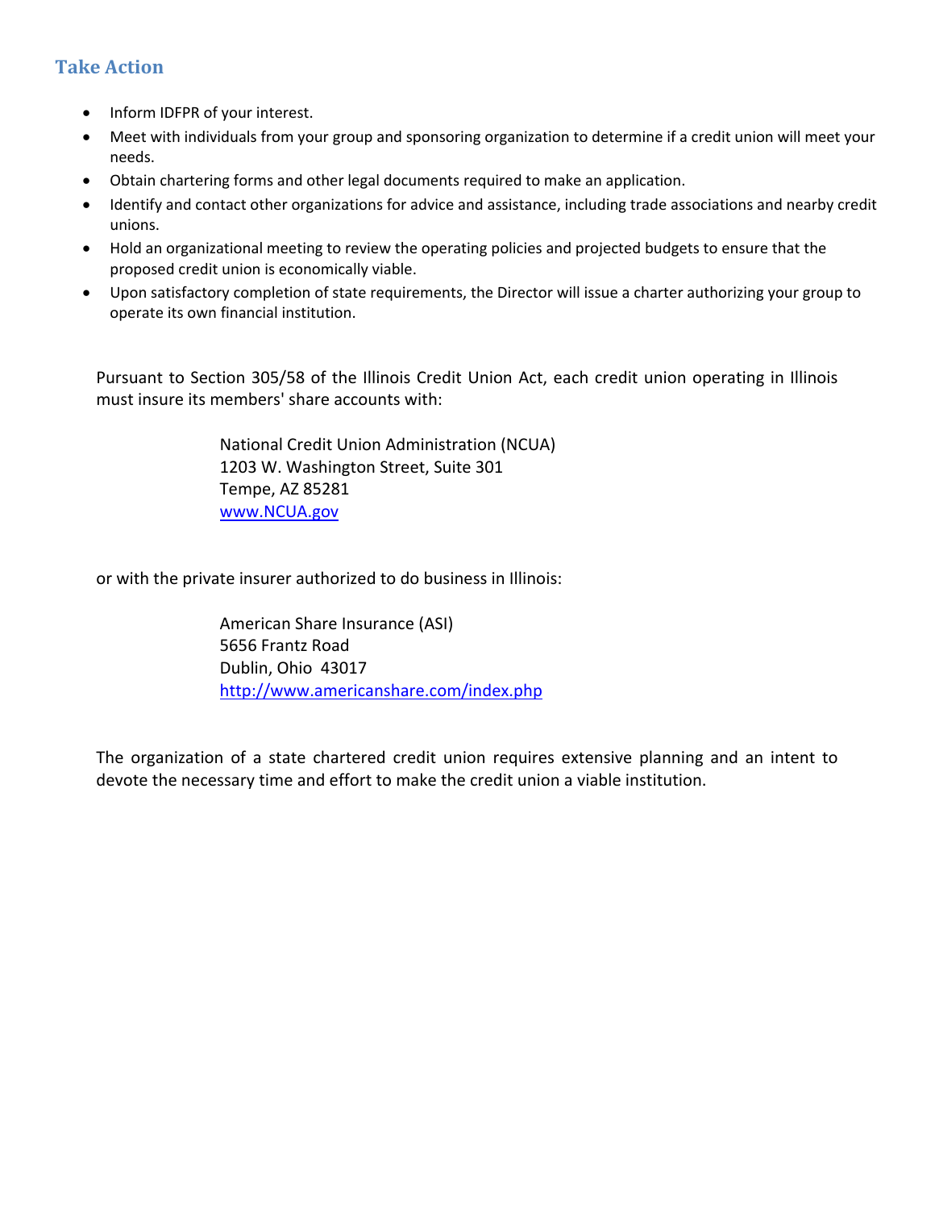## Take Action

- Inform IDFPR of your interest.
- Meet with individuals from your group and sponsoring organization to determine if a credit union will meet your needs.
- Obtain chartering forms and other legal documents required to make an application.
- Identify and contact other organizations for advice and assistance, including trade associations and nearby credit unions.
- Hold an organizational meeting to review the operating policies and projected budgets to ensure that the proposed credit union is economically viable.
- Upon satisfactory completion of state requirements, the Director will issue a charter authorizing your group to operate its own financial institution.

Pursuant to Section 305/58 of the Illinois Credit Union Act, each credit union operating in Illinois must insure its members' share accounts with:

> National Credit Union Administration (NCUA)
> 1203 W. Washington Street, Suite 301
> Tempe, AZ 85281
> [www.NCUA.gov](http://www.NCUA.gov)

or with the private insurer authorized to do business in Illinois:

> American Share Insurance (ASI)
> 5656 Frantz Road
> Dublin, Ohio 43017
> [http://www.americanshare.com/index.php](http://www.americanshare.com/index.php)

The organization of a state chartered credit union requires extensive planning and an intent to devote the necessary time and effort to make the credit union a viable institution.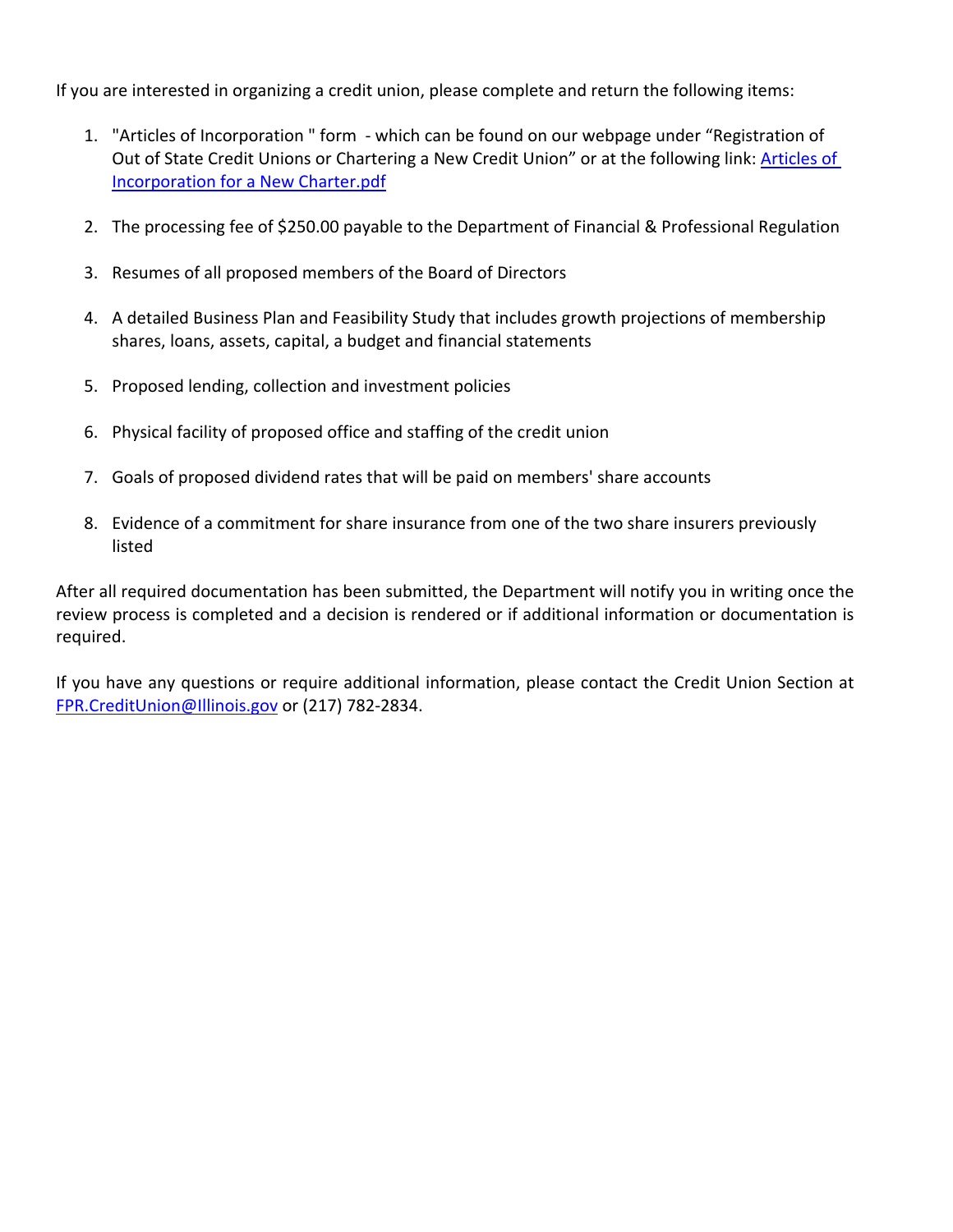If you are interested in organizing a credit union, please complete and return the following items:

1. "Articles of Incorporation " form - which can be found on our webpage under "Registration of Out of State Credit Unions or Chartering a New Credit Union" or at the following link: [Articles of Incorporation for a New Charter.pdf]()

2. The processing fee of $250.00 payable to the Department of Financial & Professional Regulation

3. Resumes of all proposed members of the Board of Directors

4. A detailed Business Plan and Feasibility Study that includes growth projections of membership shares, loans, assets, capital, a budget and financial statements

5. Proposed lending, collection and investment policies

6. Physical facility of proposed office and staffing of the credit union

7. Goals of proposed dividend rates that will be paid on members' share accounts

8. Evidence of a commitment for share insurance from one of the two share insurers previously listed

After all required documentation has been submitted, the Department will notify you in writing once the review process is completed and a decision is rendered or if additional information or documentation is required.

If you have any questions or require additional information, please contact the Credit Union Section at FPR.CreditUnion@Illinois.gov or (217) 782-2834.